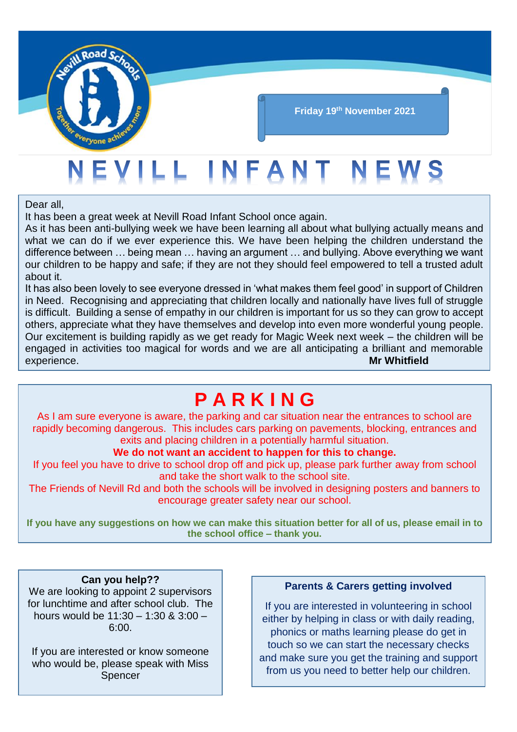Friday 19th November 2021

# NEVILL INFANT NEWS

Dear all,

It has been a great week at Nevill Road Infant School once again.

As it has been anti-bullying week we have been learning all about what bullying actually means and what we can do if we ever experience this. We have been helping the children understand the difference between … being mean … having an argument … and bullying. Above everything we want our children to be happy and safe; if they are not they should feel empowered to tell a trusted adult about it.

It has also been lovely to see everyone dressed in 'what makes them feel good' in support of Children in Need. Recognising and appreciating that children locally and nationally have lives full of struggle is difficult. Building a sense of empathy in our children is important for us so they can grow to accept others, appreciate what they have themselves and develop into even more wonderful young people.

Our excitement is building rapidly as we get ready for Magic Week next week – the children will be engaged in activities too magical for words and we are all anticipating a brilliant and memorable experience.

**Mr Whitfield**

## PARKING

As I am sure everyone is aware, the parking and car situation near the entrances to school are rapidly becoming dangerous. This includes cars parking on pavements, blocking, entrances and exits and placing children in a potentially harmful situation.

**We do not want an accident to happen for this to change.**

If you feel you have to drive to school drop off and pick up, please park further away from school and take the short walk to the school site.

The Friends of Nevill Rd and both the schools will be involved in designing posters and banners to encourage greater safety near our school.

**If you have any suggestions on how we can make this situation better for all of us, please email in to the school office – thank you.**

### Can you help??

We are looking to appoint 2 supervisors for lunchtime and after school club. The hours would be 11:30 – 1:30 & 3:00 – 6:00.

If you are interested or know someone who would be, please speak with Miss Spencer

### Parents & Carers getting involved

If you are interested in volunteering in school either by helping in class or with daily reading, phonics or maths learning please do get in touch so we can start the necessary checks and make sure you get the training and support from us you need to better help our children.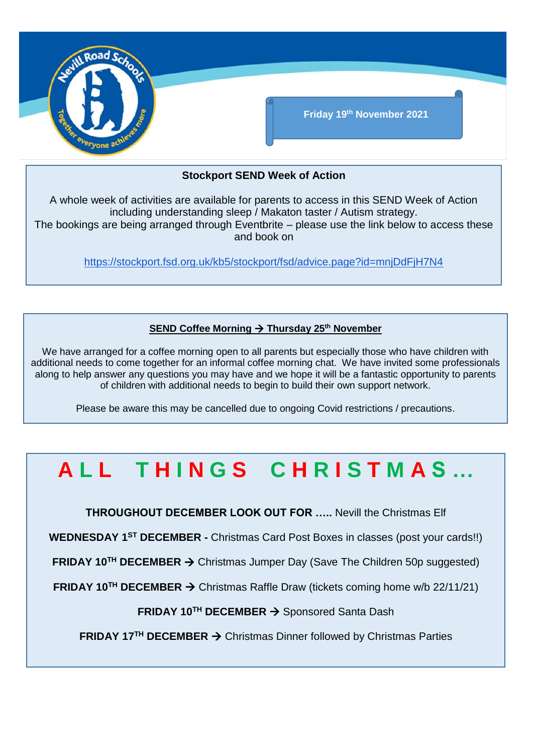Friday 19th November 2021

## Stockport SEND Week of Action

A whole week of activities are available for parents to access in this SEND Week of Action including understanding sleep / Makaton taster / Autism strategy.
The bookings are being arranged through Eventbrite – please use the link below to access these and book on

https://stockport.fsd.org.uk/kb5/stockport/fsd/advice.page?id=mnjDdFjH7N4

## SEND Coffee Morning → Thursday 25th November

We have arranged for a coffee morning open to all parents but especially those who have children with additional needs to come together for an informal coffee morning chat. We have invited some professionals along to help answer any questions you may have and we hope it will be a fantastic opportunity to parents of children with additional needs to begin to build their own support network.

Please be aware this may be cancelled due to ongoing Covid restrictions / precautions.

# ALL THINGS CHRISTMAS…

**THROUGHOUT DECEMBER LOOK OUT FOR …..** Nevill the Christmas Elf

**WEDNESDAY 1ST DECEMBER -** Christmas Card Post Boxes in classes (post your cards!!)

**FRIDAY 10TH DECEMBER →** Christmas Jumper Day (Save The Children 50p suggested)

**FRIDAY 10TH DECEMBER →** Christmas Raffle Draw (tickets coming home w/b 22/11/21)

**FRIDAY 10TH DECEMBER →** Sponsored Santa Dash

**FRIDAY 17TH DECEMBER →** Christmas Dinner followed by Christmas Parties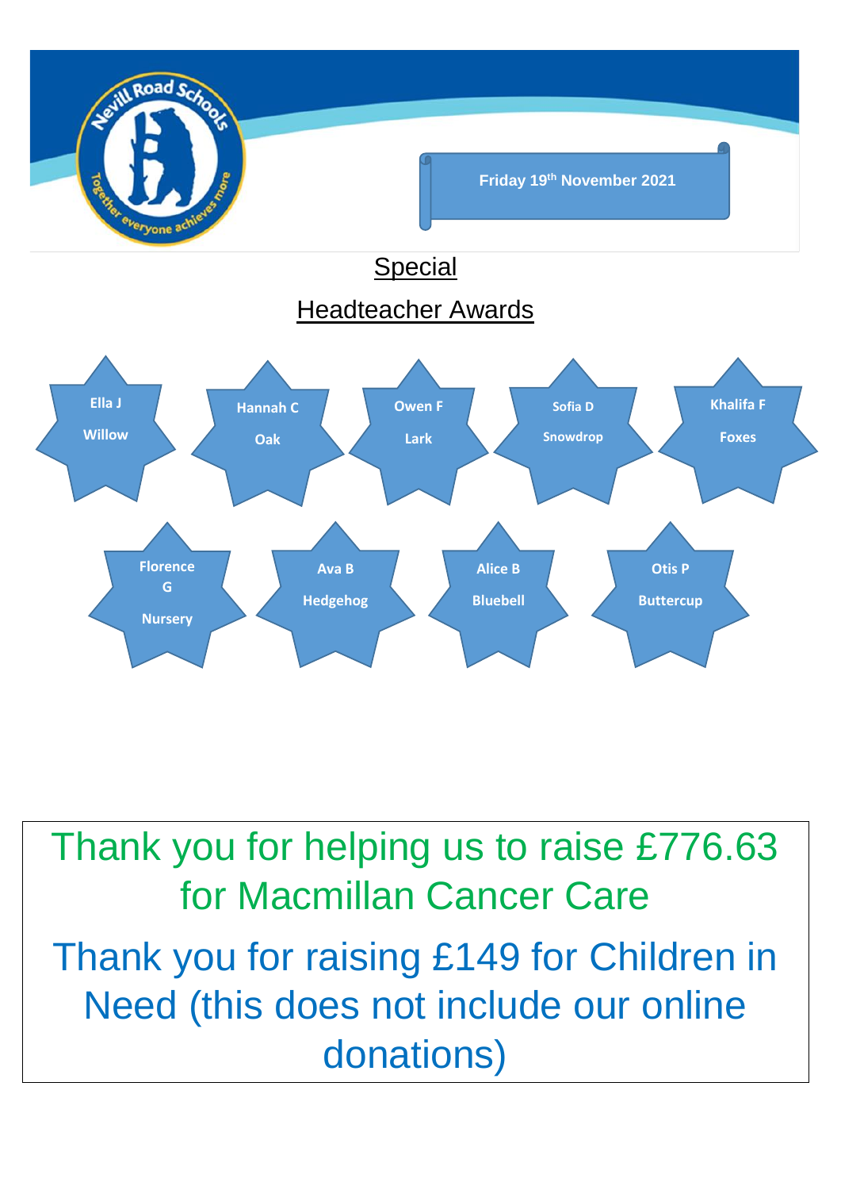Friday 19th November 2021

## Special

## Headteacher Awards

**Ella J**
**Willow**

**Hannah C**
**Oak**

**Owen F**
**Lark**

**Sofia D**
**Snowdrop**

**Khalifa F**
**Foxes**

**Florence G**
**Nursery**

**Ava B**
**Hedgehog**

**Alice B**
**Bluebell**

**Otis P**
**Buttercup**

Thank you for helping us to raise £776.63 for Macmillan Cancer Care

Thank you for raising £149 for Children in Need (this does not include our online donations)